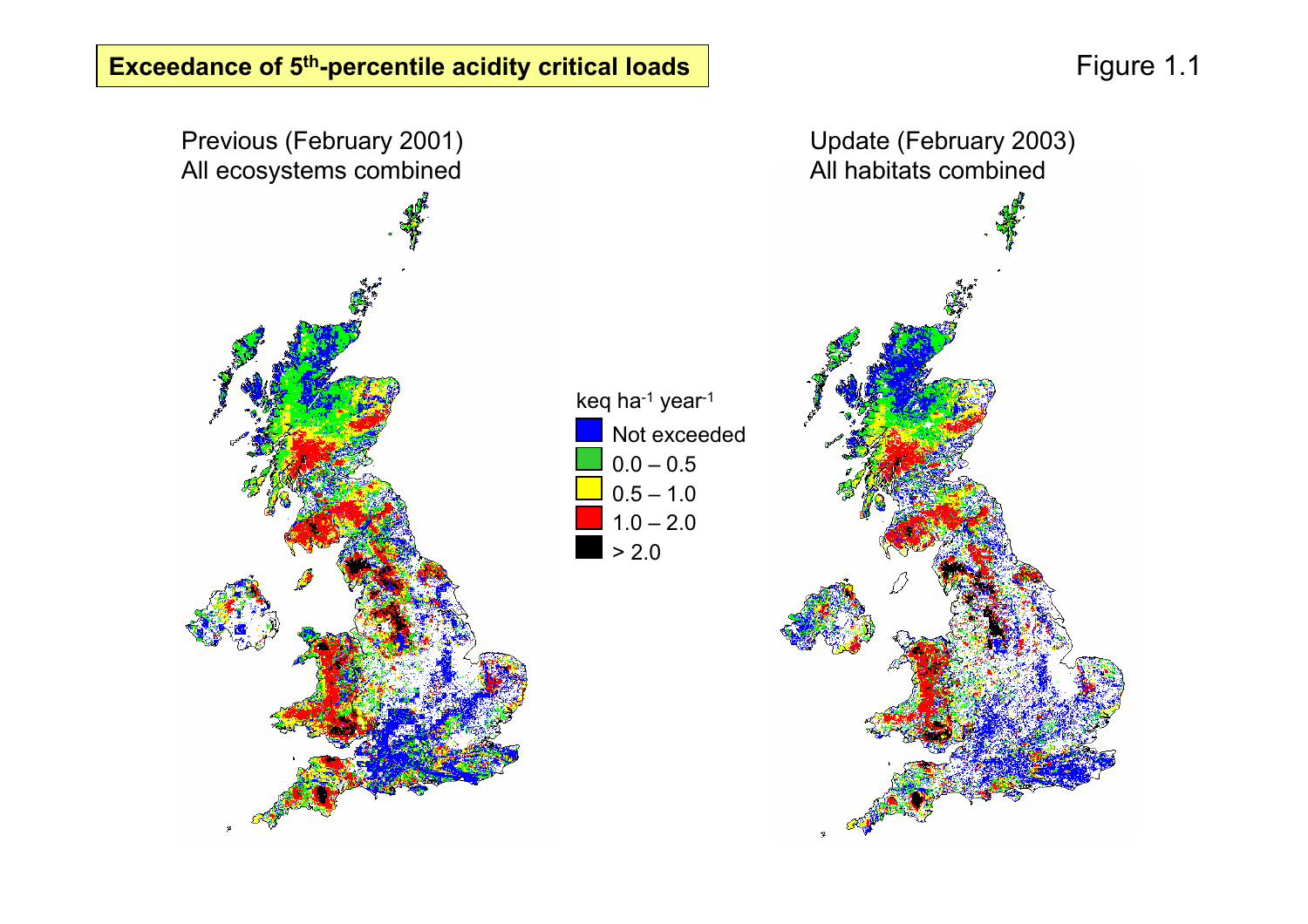**Exceedance of 5$^{th}$-percentile acidity critical loads**

Figure 1.1

Previous (February 2001)
All ecosystems combined

Update (February 2003)
All habitats combined

keq ha$^{-1}$ year$^{-1}$

- Not exceeded
- 0.0 – 0.5
- 0.5 – 1.0
- 1.0 – 2.0
- > 2.0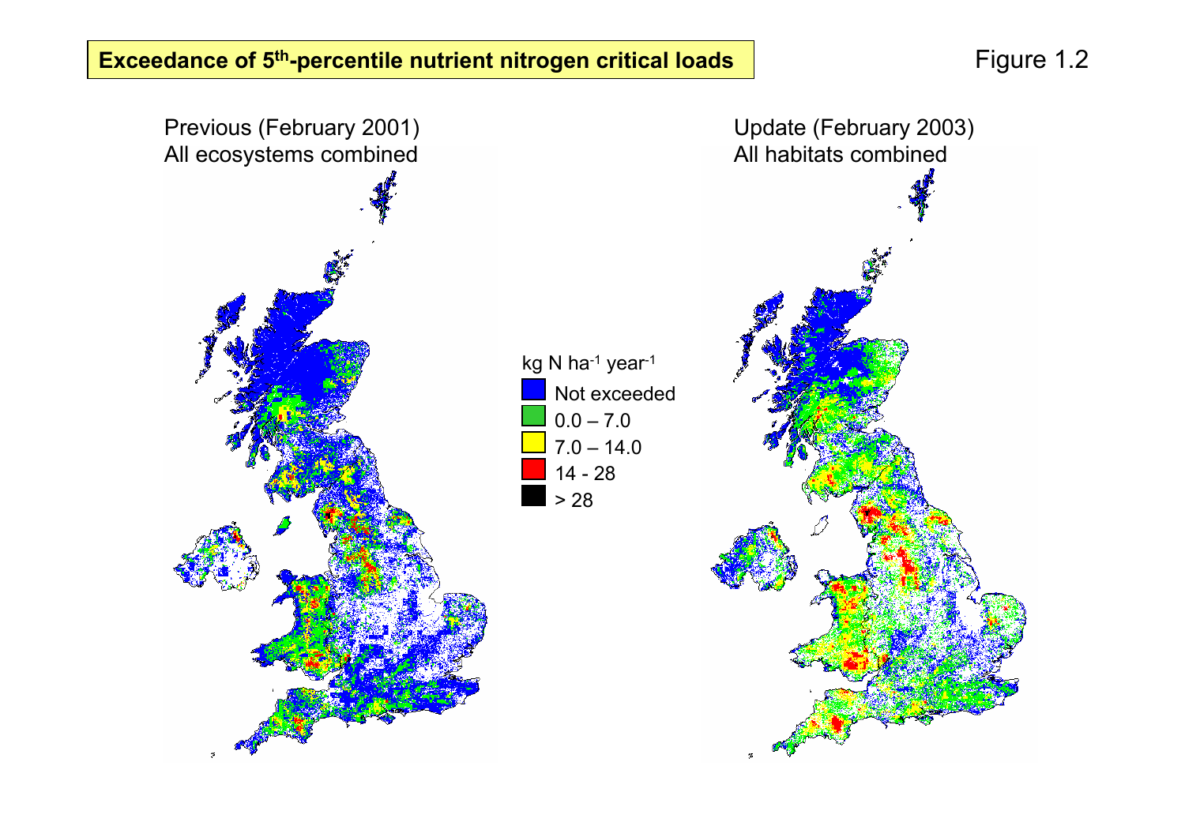**Exceedance of 5th-percentile nutrient nitrogen critical loads**

Figure 1.2

Previous (February 2001)
All ecosystems combined

Update (February 2003)
All habitats combined

kg N $ha^{-1}$ $year^{-1}$

- Not exceeded
- 0.0 – 7.0
- 7.0 – 14.0
- 14 - 28
- > 28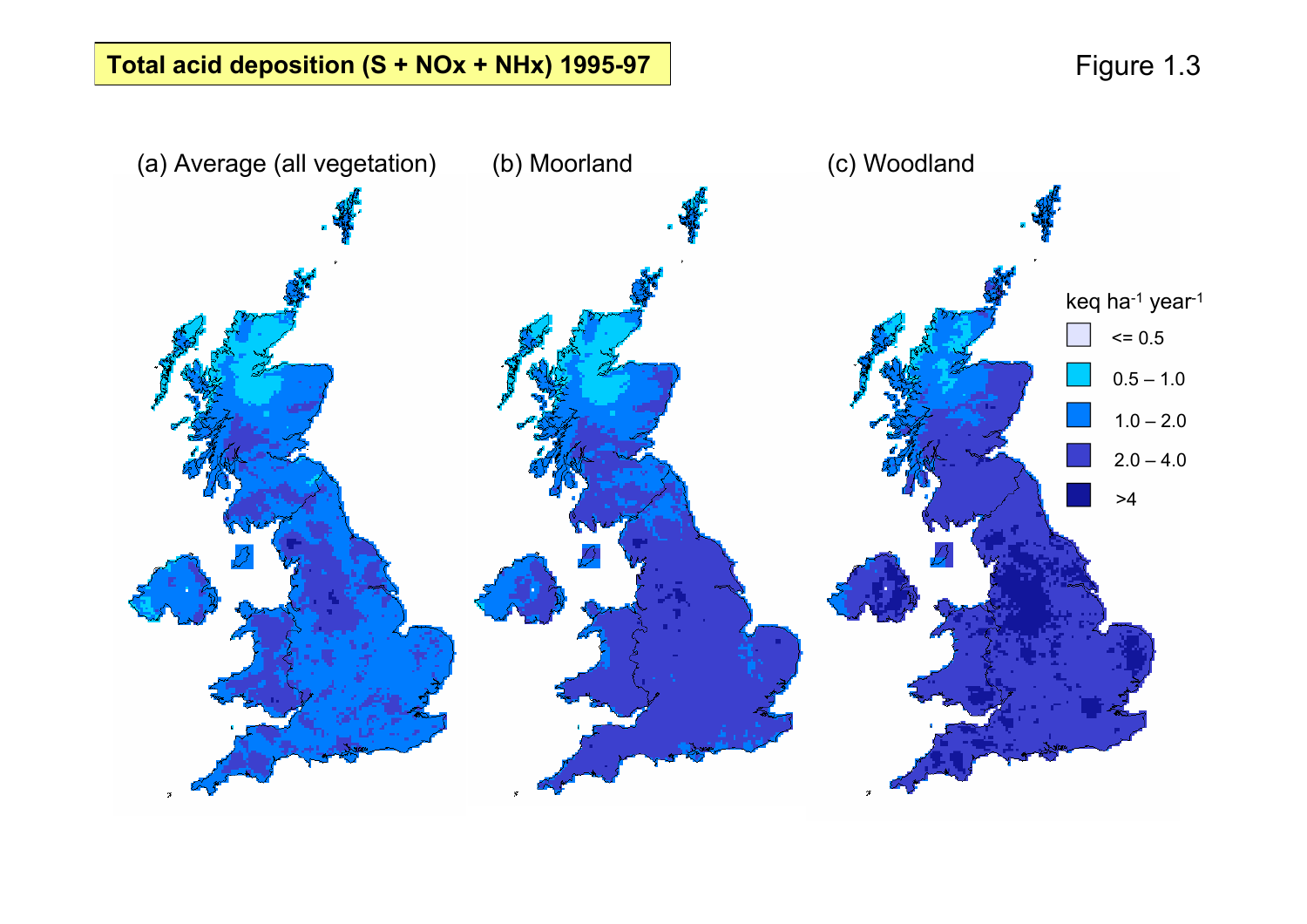**Total acid deposition (S + NOx + NHx) 1995-97**

Figure 1.3

(a) Average (all vegetation)

(b) Moorland

(c) Woodland

keq $ha^{-1}$ $year^{-1}$

- <= 0.5
- 0.5 – 1.0
- 1.0 – 2.0
- 2.0 – 4.0
- >4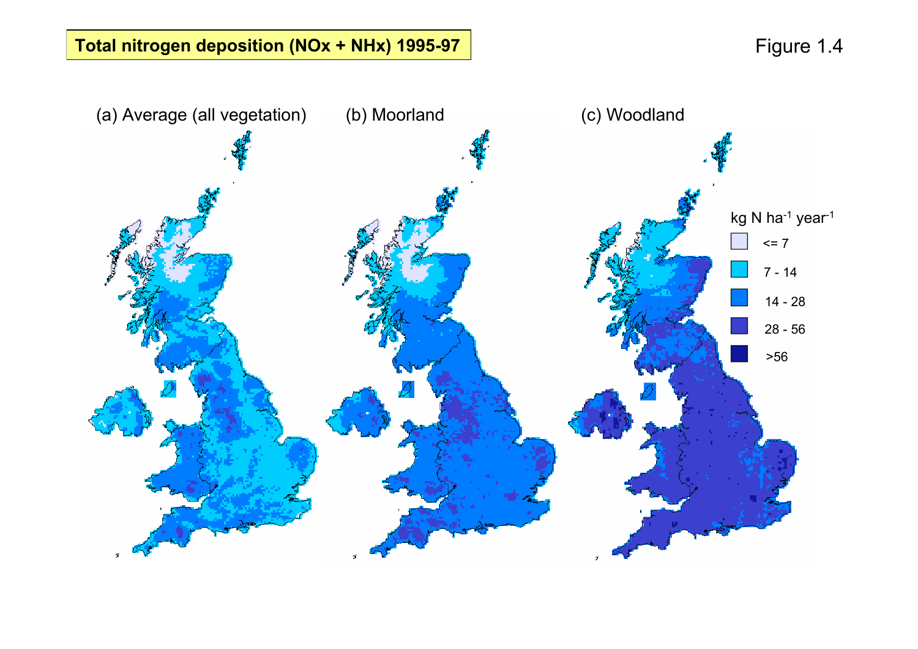**Total nitrogen deposition (NOx + NHx) 1995-97**

Figure 1.4

(a) Average (all vegetation)

(b) Moorland

(c) Woodland

kg N $ha^{-1}$ $year^{-1}$

- <= 7
- 7 - 14
- 14 - 28
- 28 - 56
- >56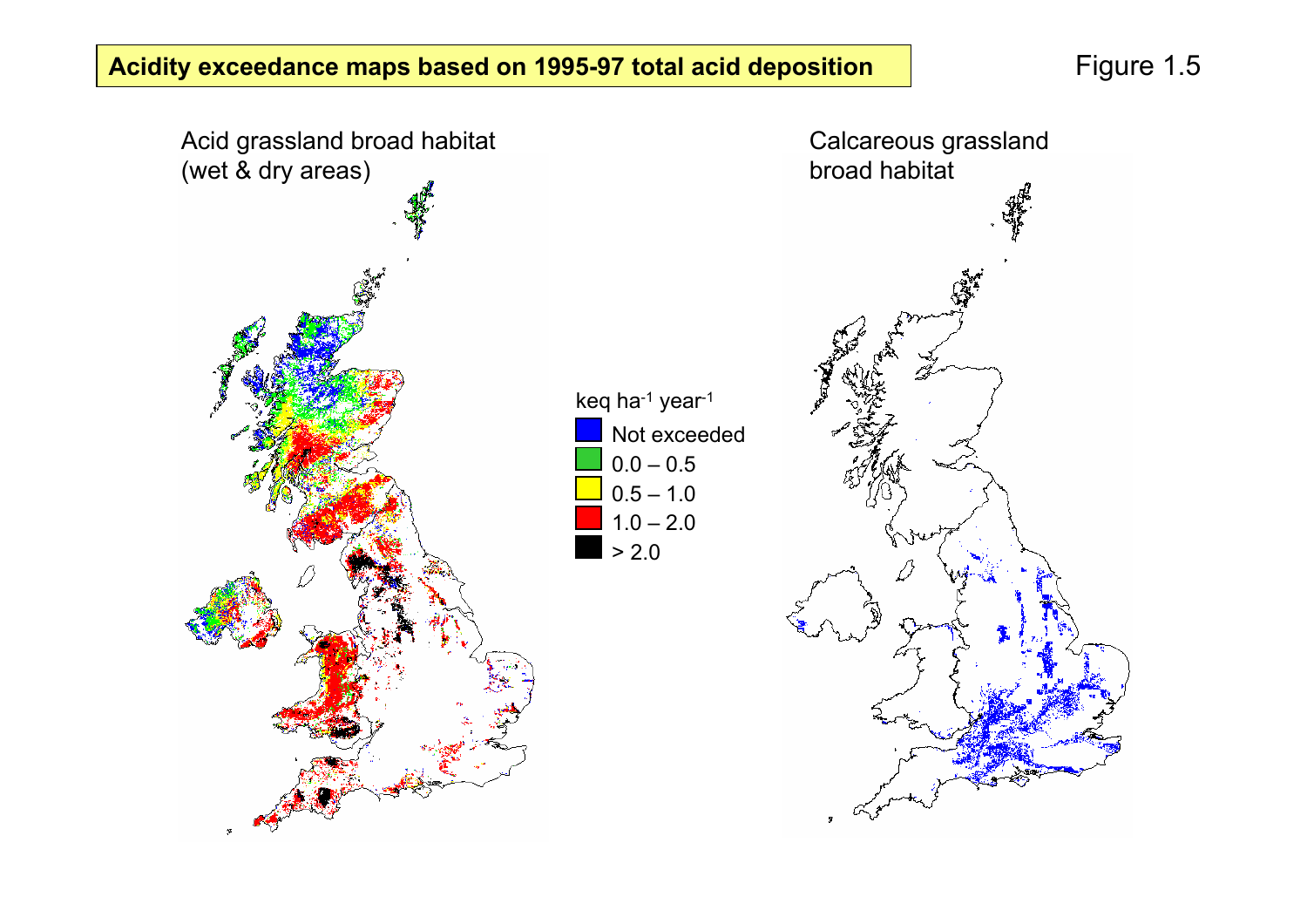**Acidity exceedance maps based on 1995-97 total acid deposition**

Figure 1.5

Acid grassland broad habitat (wet & dry areas)

Calcareous grassland broad habitat

keq ha$^{-1}$ year$^{-1}$

- Not exceeded
- 0.0 – 0.5
- 0.5 – 1.0
- 1.0 – 2.0
- > 2.0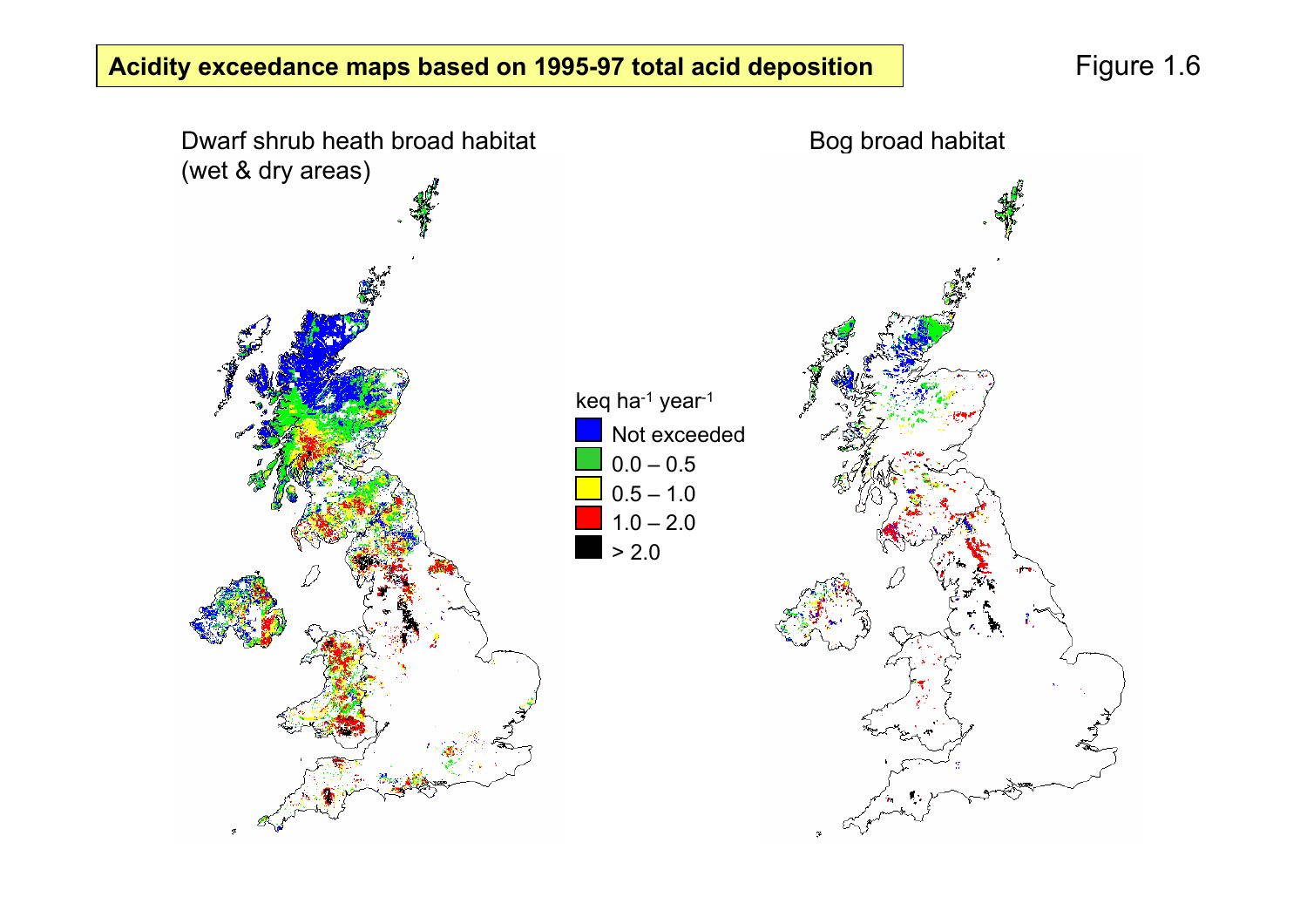**Acidity exceedance maps based on 1995-97 total acid deposition**

Figure 1.6

Dwarf shrub heath broad habitat (wet & dry areas)

Bog broad habitat

keq $ha^{-1}$ $year^{-1}$

- Not exceeded
- 0.0 – 0.5
- 0.5 – 1.0
- 1.0 – 2.0
- > 2.0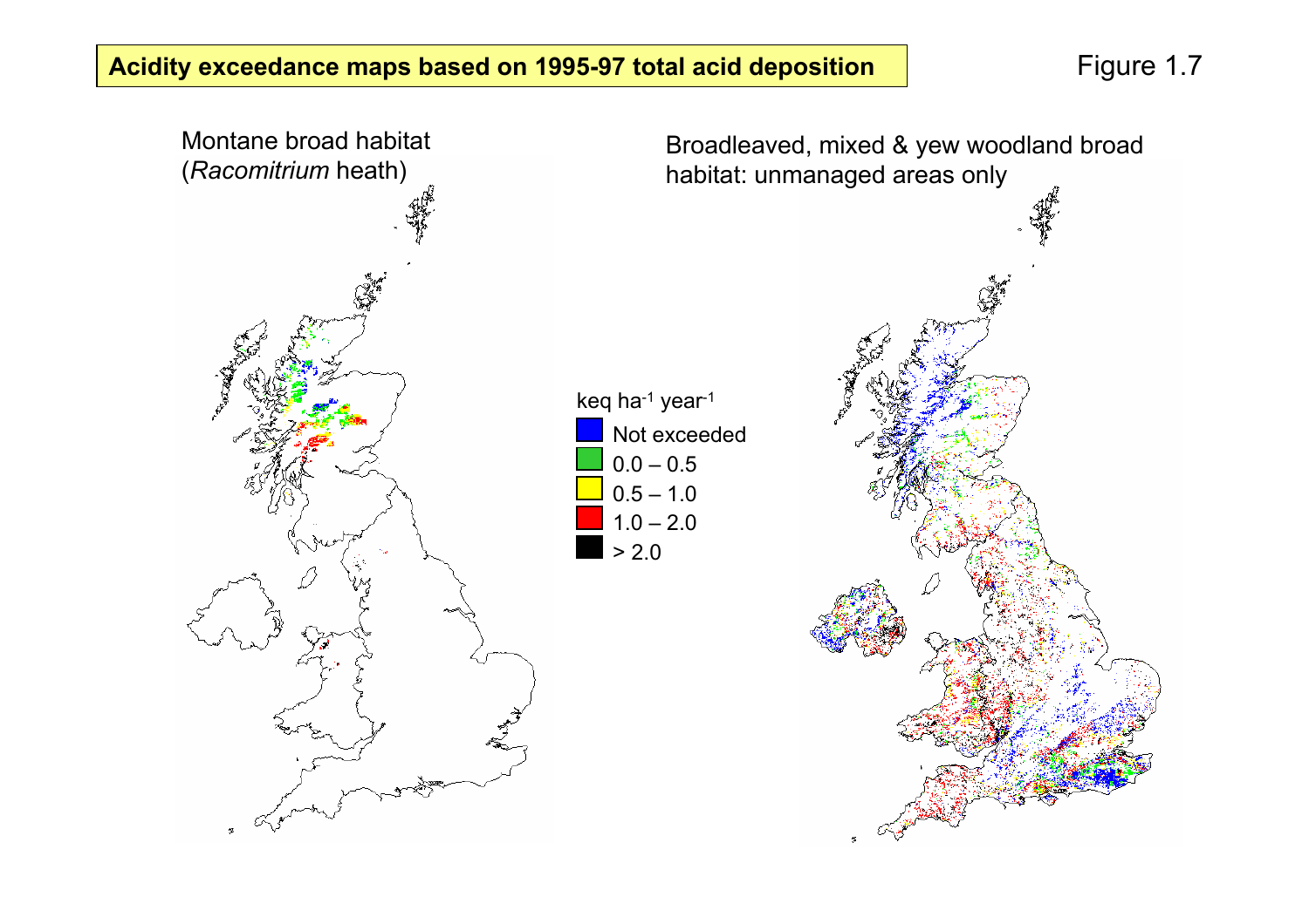**Acidity exceedance maps based on 1995-97 total acid deposition**

Figure 1.7

Montane broad habitat (*Racomitrium* heath)

Broadleaved, mixed & yew woodland broad habitat: unmanaged areas only

keq ha$^{-1}$ year$^{-1}$

- Not exceeded
- 0.0 – 0.5
- 0.5 – 1.0
- 1.0 – 2.0
- > 2.0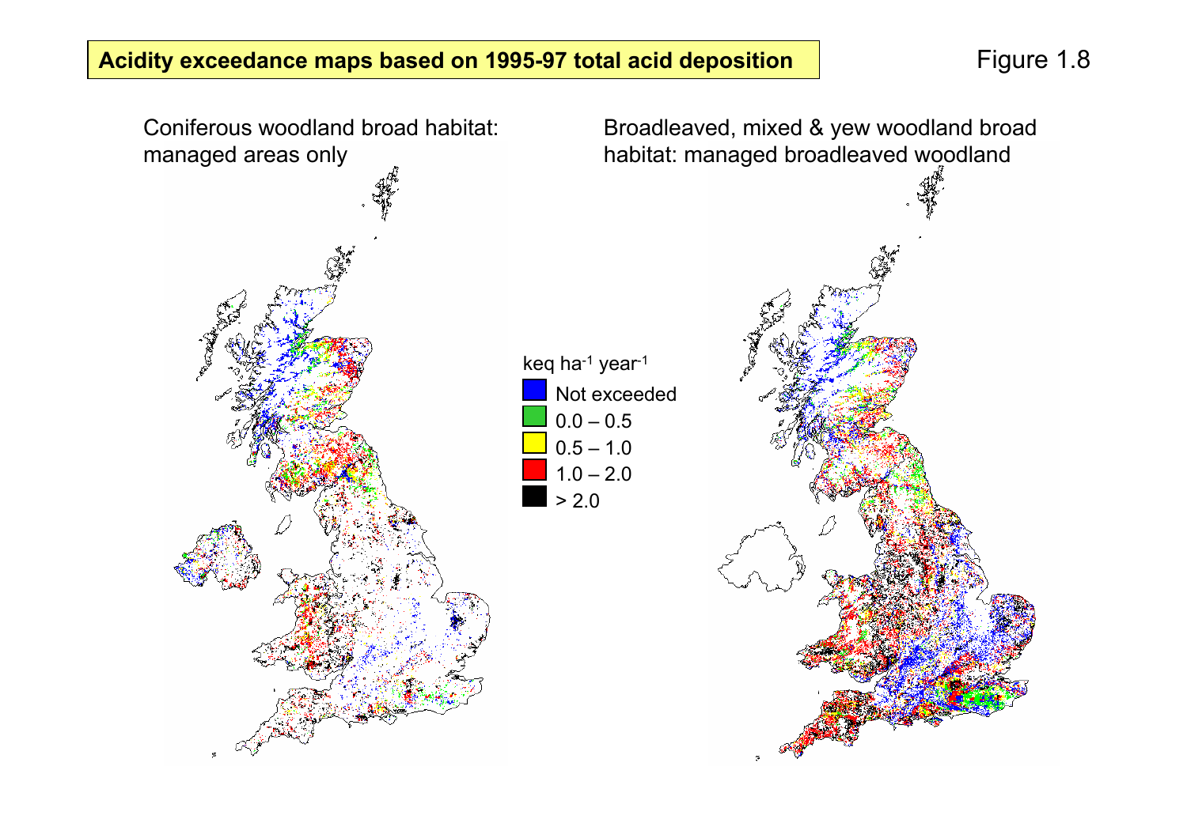# Acidity exceedance maps based on 1995-97 total acid deposition

Figure 1.8

Coniferous woodland broad habitat: managed areas only

Broadleaved, mixed & yew woodland broad habitat: managed broadleaved woodland

keq ha$^{-1}$ year$^{-1}$

- Not exceeded
- 0.0 – 0.5
- 0.5 – 1.0
- 1.0 – 2.0
- > 2.0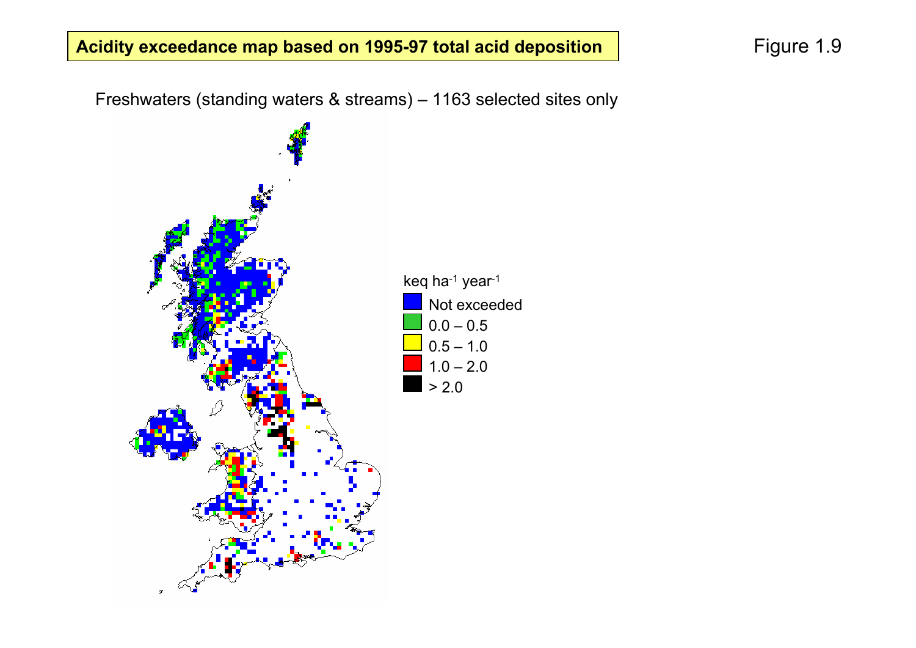**Acidity exceedance map based on 1995-97 total acid deposition**

Figure 1.9

Freshwaters (standing waters & streams) – 1163 selected sites only

keq ha$^{-1}$ year$^{-1}$

- Not exceeded
- 0.0 – 0.5
- 0.5 – 1.0
- 1.0 – 2.0
- > 2.0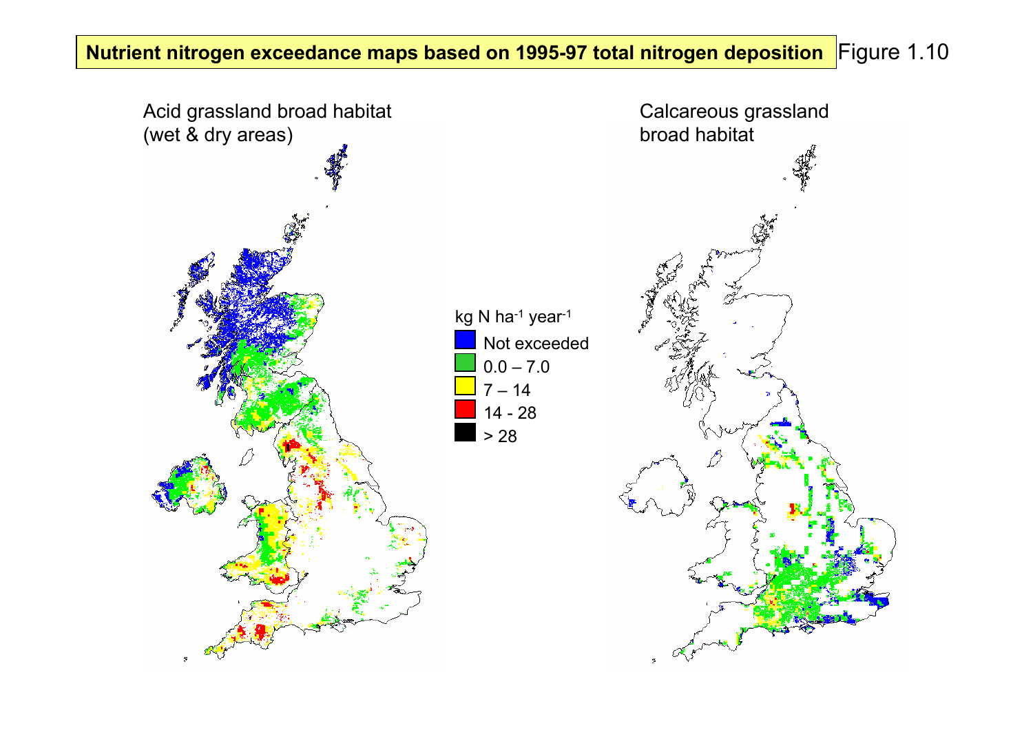**Nutrient nitrogen exceedance maps based on 1995-97 total nitrogen deposition** Figure 1.10

Acid grassland broad habitat (wet & dry areas)

Calcareous grassland broad habitat

kg N $ha^{-1}$ $year^{-1}$

- Not exceeded
- 0.0 – 7.0
- 7 – 14
- 14 - 28
- > 28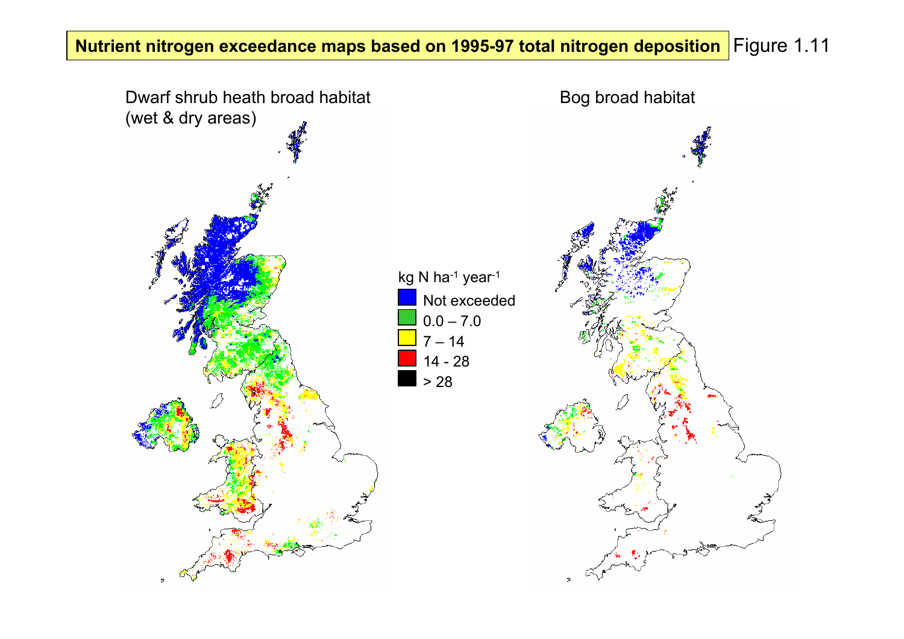**Nutrient nitrogen exceedance maps based on 1995-97 total nitrogen deposition** Figure 1.11

Dwarf shrub heath broad habitat (wet & dry areas)

Bog broad habitat

kg N $ha^{-1}$ $year^{-1}$

- Not exceeded
- 0.0 – 7.0
- 7 – 14
- 14 - 28
- > 28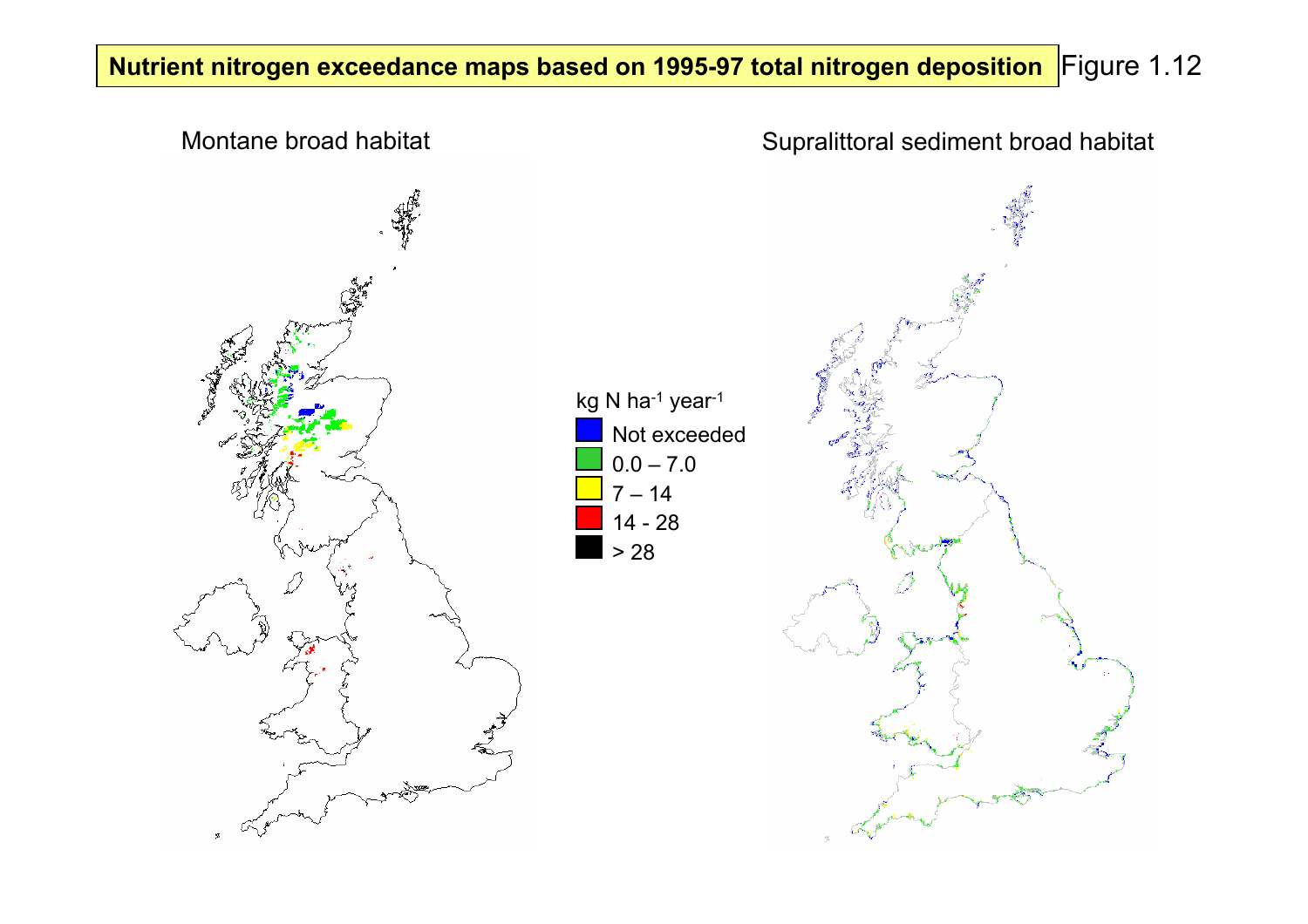# Nutrient nitrogen exceedance maps based on 1995-97 total nitrogen deposition

Figure 1.12

Montane broad habitat

Supralittoral sediment broad habitat

kg N ha$^{-1}$ year$^{-1}$

- Not exceeded
- 0.0 – 7.0
- 7 – 14
- 14 - 28
- > 28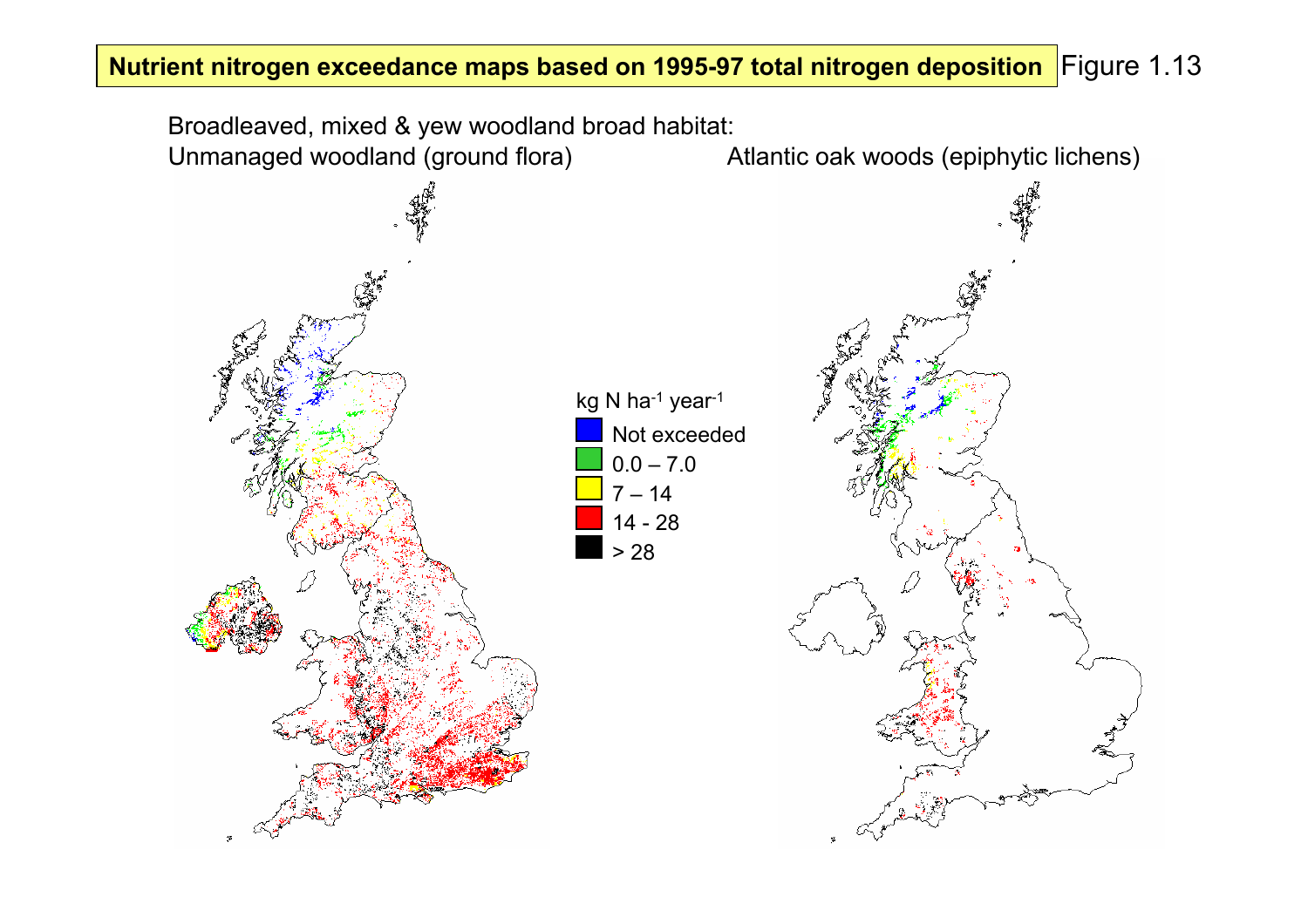**Nutrient nitrogen exceedance maps based on 1995-97 total nitrogen deposition** Figure 1.13

Broadleaved, mixed & yew woodland broad habitat:

Unmanaged woodland (ground flora)

Atlantic oak woods (epiphytic lichens)

kg N $ha^{-1}$ $year^{-1}$

- Not exceeded
- 0.0 – 7.0
- 7 – 14
- 14 - 28
- > 28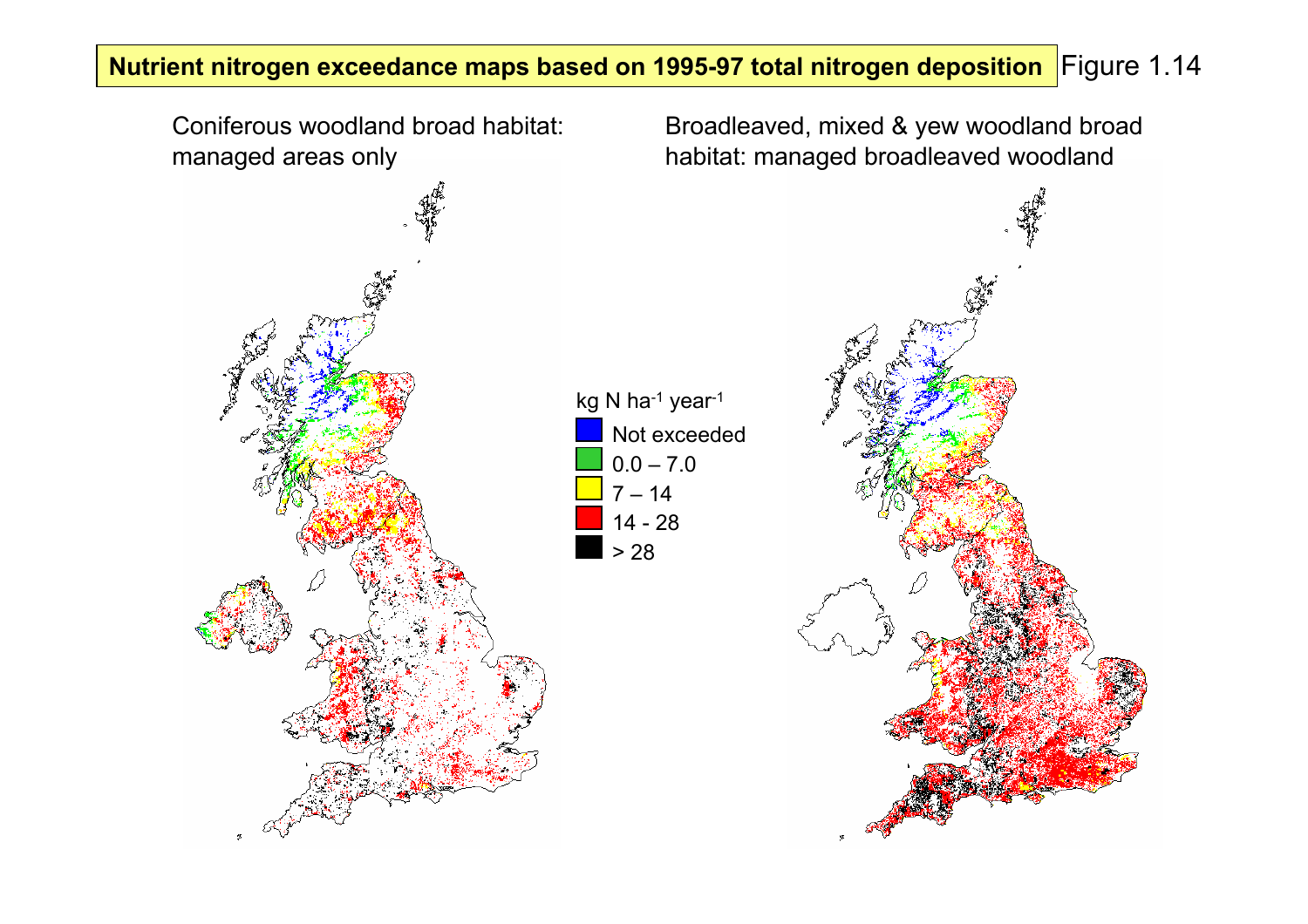**Nutrient nitrogen exceedance maps based on 1995-97 total nitrogen deposition** Figure 1.14

Coniferous woodland broad habitat: managed areas only

Broadleaved, mixed & yew woodland broad habitat: managed broadleaved woodland

kg N $ha^{-1}$ $year^{-1}$

Not exceeded

0.0 – 7.0

7 – 14

14 - 28

> 28